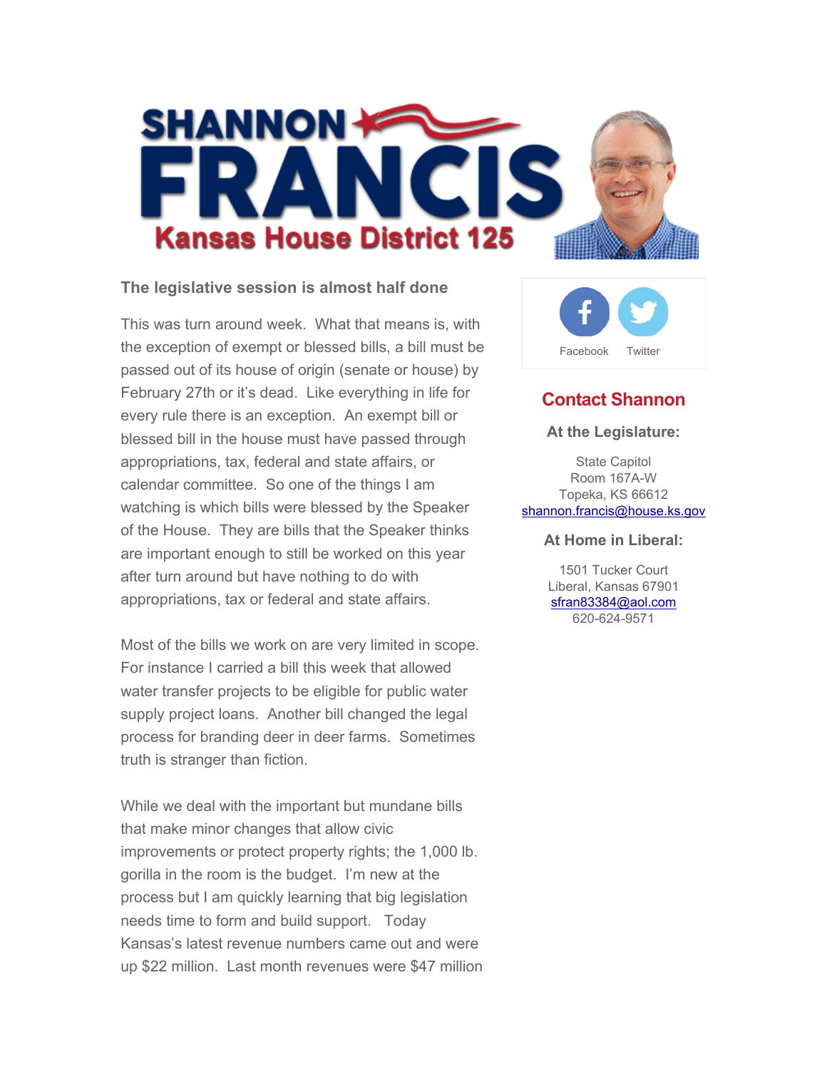# SHANNON FRANCIS

## Kansas House District 125

### The legislative session is almost half done

This was turn around week. What that means is, with the exception of exempt or blessed bills, a bill must be passed out of its house of origin (senate or house) by February 27th or it's dead. Like everything in life for every rule there is an exception. An exempt bill or blessed bill in the house must have passed through appropriations, tax, federal and state affairs, or calendar committee. So one of the things I am watching is which bills were blessed by the Speaker of the House. They are bills that the Speaker thinks are important enough to still be worked on this year after turn around but have nothing to do with appropriations, tax or federal and state affairs.

Most of the bills we work on are very limited in scope. For instance I carried a bill this week that allowed water transfer projects to be eligible for public water supply project loans. Another bill changed the legal process for branding deer in deer farms. Sometimes truth is stranger than fiction.

While we deal with the important but mundane bills that make minor changes that allow civic improvements or protect property rights; the 1,000 lb. gorilla in the room is the budget. I'm new at the process but I am quickly learning that big legislation needs time to form and build support. Today Kansas's latest revenue numbers came out and were up $22 million. Last month revenues were $47 million

Facebook Twitter

## Contact Shannon

**At the Legislature:**

State Capitol
Room 167A-W
Topeka, KS 66612
shannon.francis@house.ks.gov

**At Home in Liberal:**

1501 Tucker Court
Liberal, Kansas 67901
sfran83384@aol.com
620-624-9571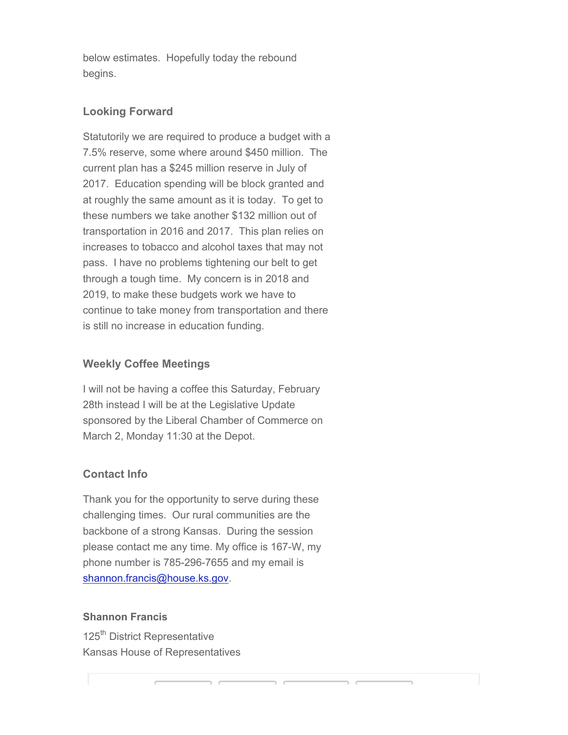below estimates. Hopefully today the rebound begins.

### Looking Forward

Statutorily we are required to produce a budget with a 7.5% reserve, some where around $450 million. The current plan has a $245 million reserve in July of 2017. Education spending will be block granted and at roughly the same amount as it is today. To get to these numbers we take another $132 million out of transportation in 2016 and 2017. This plan relies on increases to tobacco and alcohol taxes that may not pass. I have no problems tightening our belt to get through a tough time. My concern is in 2018 and 2019, to make these budgets work we have to continue to take money from transportation and there is still no increase in education funding.

### Weekly Coffee Meetings

I will not be having a coffee this Saturday, February 28th instead I will be at the Legislative Update sponsored by the Liberal Chamber of Commerce on March 2, Monday 11:30 at the Depot.

### Contact Info

Thank you for the opportunity to serve during these challenging times. Our rural communities are the backbone of a strong Kansas. During the session please contact me any time. My office is 167-W, my phone number is 785-296-7655 and my email is [shannon.francis@house.ks.gov](mailto:shannon.francis@house.ks.gov).

**Shannon Francis**

125th District Representative
Kansas House of Representatives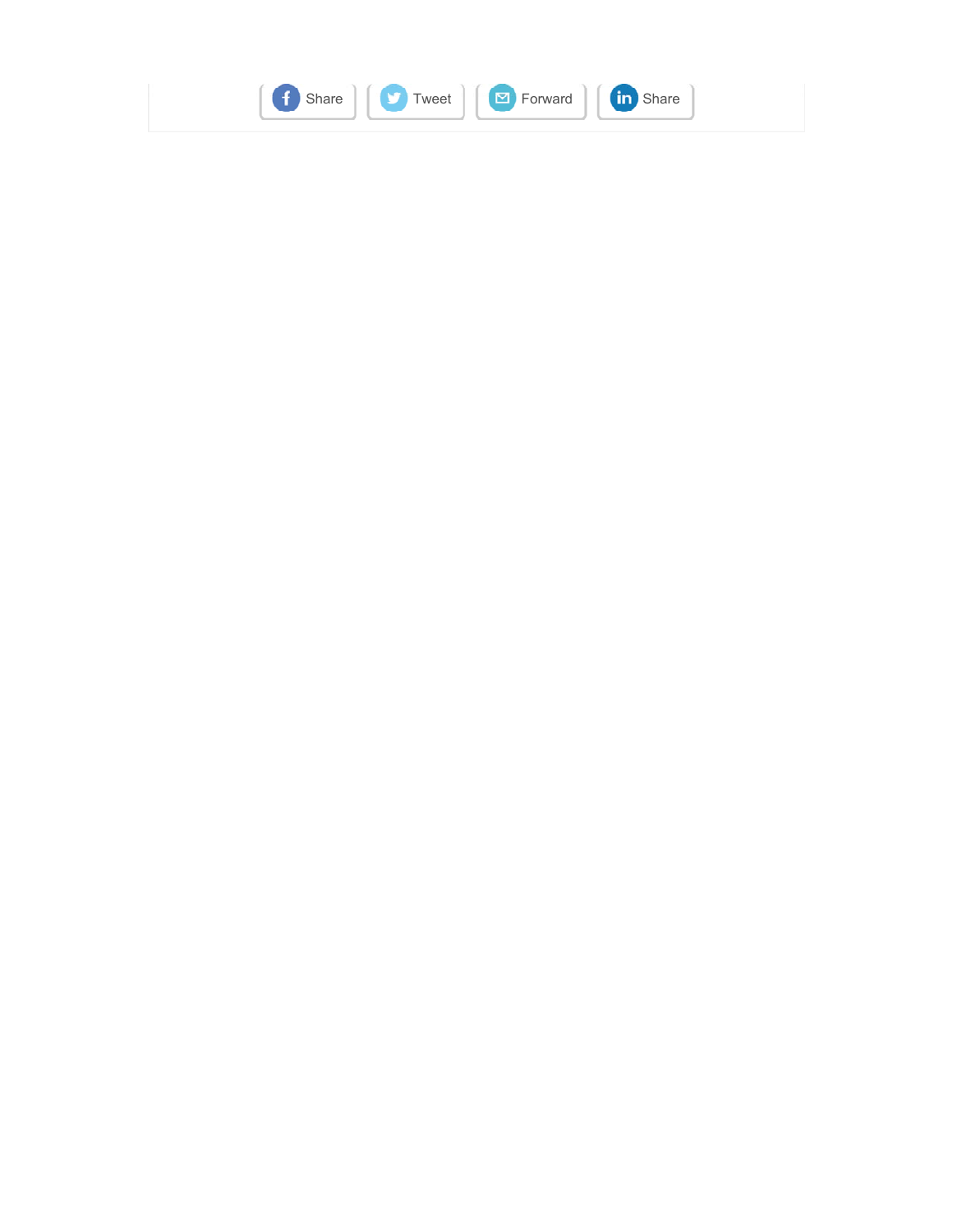Share Tweet Forward Share